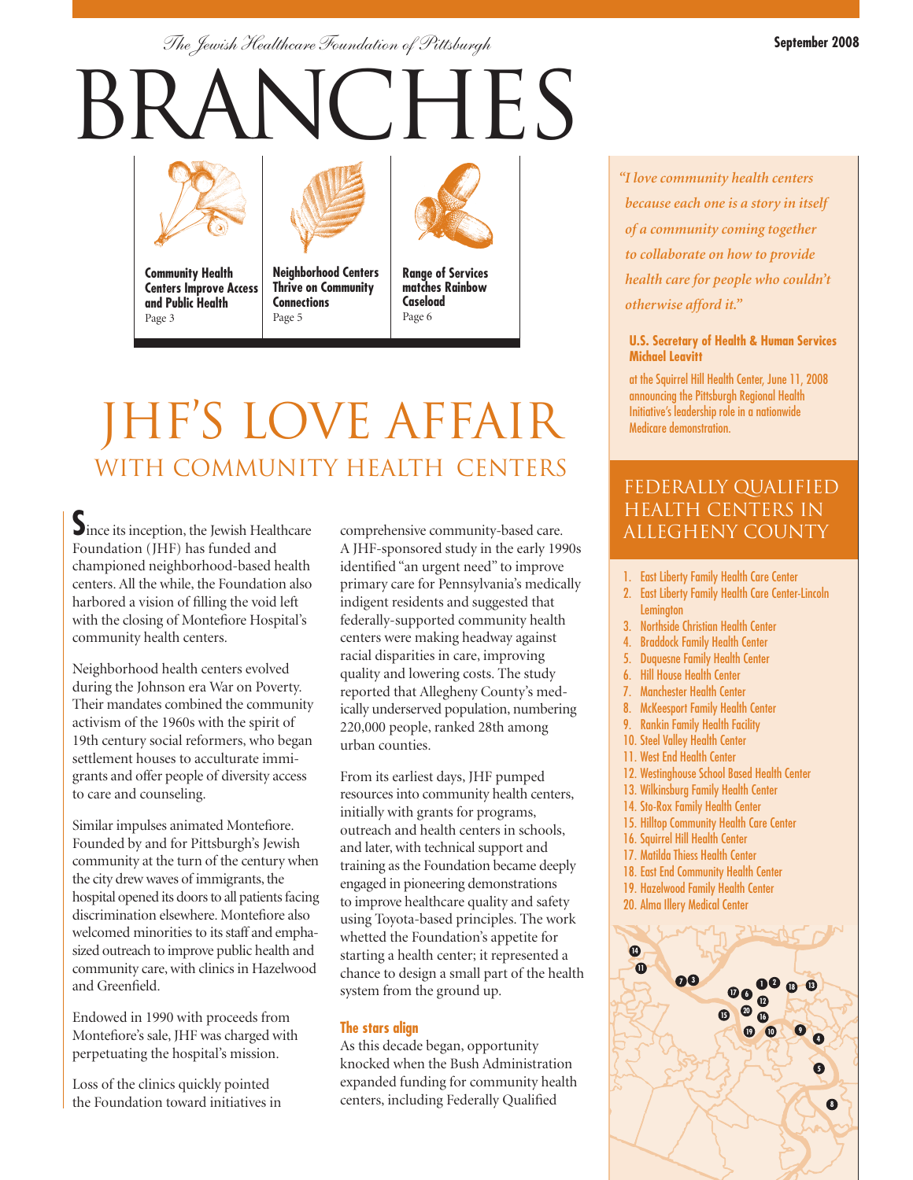*The Jewish Healthcare Foundation of Pittsburgh*

September 2008

# BRANCHES

**Community Health Centers Improve Access and Public Health**
Page 3

**Neighborhood Centers Thrive on Community Connections**
Page 5

**Range of Services matches Rainbow Caseload**
Page 6

# JHF'S LOVE AFFAIR
## WITH COMMUNITY HEALTH CENTERS

Since its inception, the Jewish Healthcare Foundation (JHF) has funded and championed neighborhood-based health centers. All the while, the Foundation also harbored a vision of filling the void left with the closing of Montefiore Hospital's community health centers.

Neighborhood health centers evolved during the Johnson era War on Poverty. Their mandates combined the community activism of the 1960s with the spirit of 19th century social reformers, who began settlement houses to acculturate immigrants and offer people of diversity access to care and counseling.

Similar impulses animated Montefiore. Founded by and for Pittsburgh's Jewish community at the turn of the century when the city drew waves of immigrants, the hospital opened its doors to all patients facing discrimination elsewhere. Montefiore also welcomed minorities to its staff and emphasized outreach to improve public health and community care, with clinics in Hazelwood and Greenfield.

Endowed in 1990 with proceeds from Montefiore's sale, JHF was charged with perpetuating the hospital's mission.

Loss of the clinics quickly pointed the Foundation toward initiatives in comprehensive community-based care. A JHF-sponsored study in the early 1990s identified "an urgent need" to improve primary care for Pennsylvania's medically indigent residents and suggested that federally-supported community health centers were making headway against racial disparities in care, improving quality and lowering costs. The study reported that Allegheny County's medically underserved population, numbering 220,000 people, ranked 28th among urban counties.

From its earliest days, JHF pumped resources into community health centers, initially with grants for programs, outreach and health centers in schools, and later, with technical support and training as the Foundation became deeply engaged in pioneering demonstrations to improve healthcare quality and safety using Toyota-based principles. The work whetted the Foundation's appetite for starting a health center; it represented a chance to design a small part of the health system from the ground up.

### The stars align

As this decade began, opportunity knocked when the Bush Administration expanded funding for community health centers, including Federally Qualified

---

*"I love community health centers because each one is a story in itself of a community coming together to collaborate on how to provide health care for people who couldn't otherwise afford it."*

**U.S. Secretary of Health & Human Services Michael Leavitt**

at the Squirrel Hill Health Center, June 11, 2008 announcing the Pittsburgh Regional Health Initiative's leadership role in a nationwide Medicare demonstration.

## FEDERALLY QUALIFIED HEALTH CENTERS IN ALLEGHENY COUNTY

1. East Liberty Family Health Care Center
2. East Liberty Family Health Care Center-Lincoln Lemington
3. Northside Christian Health Center
4. Braddock Family Health Center
5. Duquesne Family Health Center
6. Hill House Health Center
7. Manchester Health Center
8. McKeesport Family Health Center
9. Rankin Family Health Facility
10. Steel Valley Health Center
11. West End Health Center
12. Westinghouse School Based Health Center
13. Wilkinsburg Family Health Center
14. Sto-Rox Family Health Center
15. Hilltop Community Health Care Center
16. Squirrel Hill Health Center
17. Matilda Thiess Health Center
18. East End Community Health Center
19. Hazelwood Family Health Center
20. Alma Illery Medical Center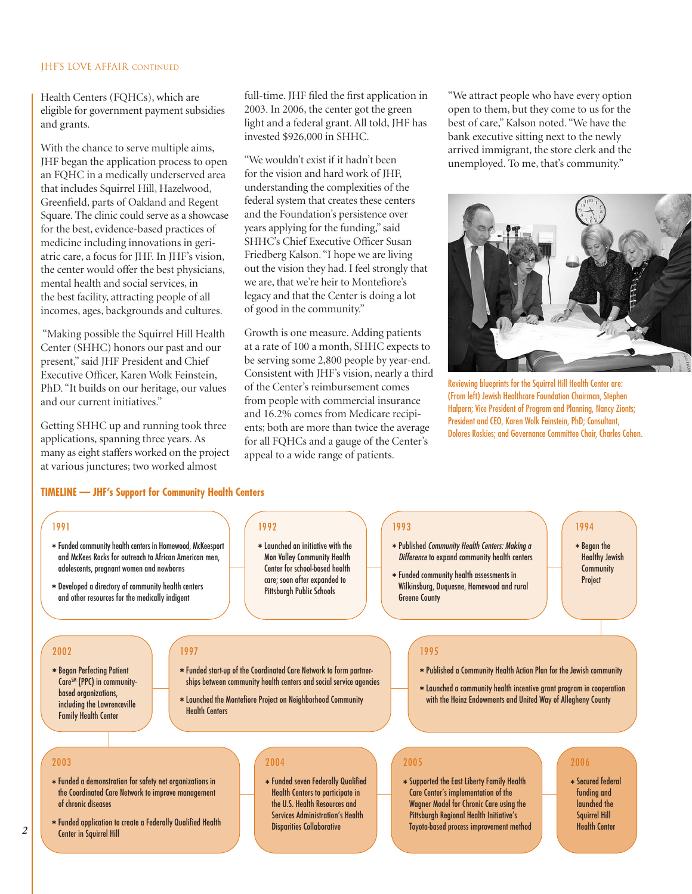Health Centers (FQHCs), which are eligible for government payment subsidies and grants.

With the chance to serve multiple aims, JHF began the application process to open an FQHC in a medically underserved area that includes Squirrel Hill, Hazelwood, Greenfield, parts of Oakland and Regent Square. The clinic could serve as a showcase for the best, evidence-based practices of medicine including innovations in geriatric care, a focus for JHF. In JHF's vision, the center would offer the best physicians, mental health and social services, in the best facility, attracting people of all incomes, ages, backgrounds and cultures.

"Making possible the Squirrel Hill Health Center (SHHC) honors our past and our present," said JHF President and Chief Executive Officer, Karen Wolk Feinstein, PhD. "It builds on our heritage, our values and our current initiatives."

Getting SHHC up and running took three applications, spanning three years. As many as eight staffers worked on the project at various junctures; two worked almost full-time. JHF filed the first application in 2003. In 2006, the center got the green light and a federal grant. All told, JHF has invested $926,000 in SHHC.

"We wouldn't exist if it hadn't been for the vision and hard work of JHF, understanding the complexities of the federal system that creates these centers and the Foundation's persistence over years applying for the funding," said SHHC's Chief Executive Officer Susan Friedberg Kalson. "I hope we are living out the vision they had. I feel strongly that we are, that we're heir to Montefiore's legacy and that the Center is doing a lot of good in the community."

Growth is one measure. Adding patients at a rate of 100 a month, SHHC expects to be serving some 2,800 people by year-end. Consistent with JHF's vision, nearly a third of the Center's reimbursement comes from people with commercial insurance and 16.2% comes from Medicare recipients; both are more than twice the average for all FQHCs and a gauge of the Center's appeal to a wide range of patients.

"We attract people who have every option open to them, but they come to us for the best of care," Kalson noted. "We have the bank executive sitting next to the newly arrived immigrant, the store clerk and the unemployed. To me, that's community."

Reviewing blueprints for the Squirrel Hill Health Center are: (From left) Jewish Healthcare Foundation Chairman, Stephen Halpern; Vice President of Program and Planning, Nancy Zionts; President and CEO, Karen Wolk Feinstein, PhD; Consultant, Dolores Roskies; and Governance Committee Chair, Charles Cohen.

**TIMELINE — JHF's Support for Community Health Centers**

**1991**
- Funded community health centers in Homewood, McKeesport and McKees Rocks for outreach to African American men, adolescents, pregnant women and newborns
- Developed a directory of community health centers and other resources for the medically indigent

**1992**
- Launched an initiative with the Mon Valley Community Health Center for school-based health care; soon after expanded to Pittsburgh Public Schools

**1993**
- Published *Community Health Centers: Making a Difference* to expand community health centers
- Funded community health assessments in Wilkinsburg, Duquesne, Homewood and rural Greene County

**1994**
- Began the Healthy Jewish Community Project

**1995**
- Published a Community Health Action Plan for the Jewish community
- Launched a community health incentive grant program in cooperation with the Heinz Endowments and United Way of Allegheny County

**1997**
- Funded start-up of the Coordinated Care Network to form partnerships between community health centers and social service agencies
- Launched the Montefiore Project on Neighborhood Community Health Centers

**2002**
- Began Perfecting Patient Care[SM] (PPC) in community-based organizations, including the Lawrenceville Family Health Center

**2003**
- Funded a demonstration for safety net organizations in the Coordinated Care Network to improve management of chronic diseases
- Funded application to create a Federally Qualified Health Center in Squirrel Hill

**2004**
- Funded seven Federally Qualified Health Centers to participate in the U.S. Health Resources and Services Administration's Health Disparities Collaborative

**2005**
- Supported the East Liberty Family Health Care Center's implementation of the Wagner Model for Chronic Care using the Pittsburgh Regional Health Initiative's Toyota-based process improvement method

**2006**
- Secured federal funding and launched the Squirrel Hill Health Center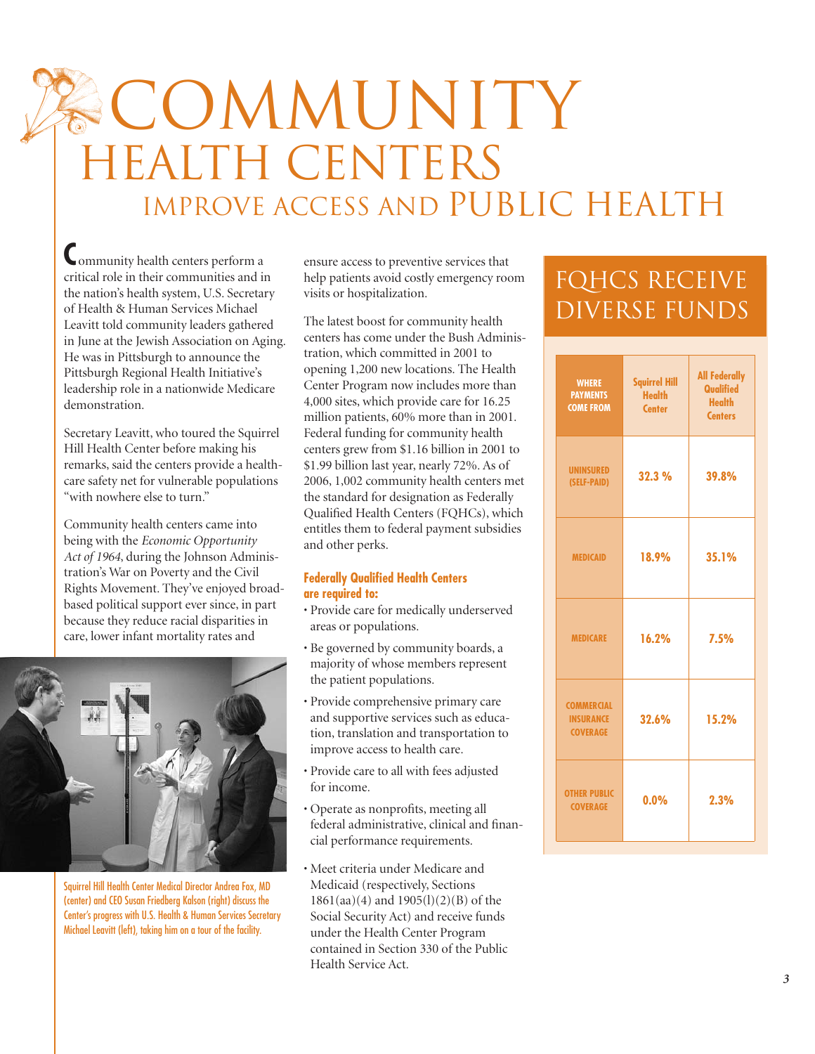# COMMUNITY HEALTH CENTERS

## IMPROVE ACCESS AND PUBLIC HEALTH

Community health centers perform a critical role in their communities and in the nation's health system, U.S. Secretary of Health & Human Services Michael Leavitt told community leaders gathered in June at the Jewish Association on Aging. He was in Pittsburgh to announce the Pittsburgh Regional Health Initiative's leadership role in a nationwide Medicare demonstration.

Secretary Leavitt, who toured the Squirrel Hill Health Center before making his remarks, said the centers provide a health-care safety net for vulnerable populations "with nowhere else to turn."

Community health centers came into being with the *Economic Opportunity Act of 1964*, during the Johnson Administration's War on Poverty and the Civil Rights Movement. They've enjoyed broad-based political support ever since, in part because they reduce racial disparities in care, lower infant mortality rates and ensure access to preventive services that help patients avoid costly emergency room visits or hospitalization.

Squirrel Hill Health Center Medical Director Andrea Fox, MD (center) and CEO Susan Friedberg Kalson (right) discuss the Center's progress with U.S. Health & Human Services Secretary Michael Leavitt (left), taking him on a tour of the facility.

The latest boost for community health centers has come under the Bush Administration, which committed in 2001 to opening 1,200 new locations. The Health Center Program now includes more than 4,000 sites, which provide care for 16.25 million patients, 60% more than in 2001. Federal funding for community health centers grew from $1.16 billion in 2001 to $1.99 billion last year, nearly 72%. As of 2006, 1,002 community health centers met the standard for designation as Federally Qualified Health Centers (FQHCs), which entitles them to federal payment subsidies and other perks.

### Federally Qualified Health Centers are required to:

- Provide care for medically underserved areas or populations.
- Be governed by community boards, a majority of whose members represent the patient populations.
- Provide comprehensive primary care and supportive services such as education, translation and transportation to improve access to health care.
- Provide care to all with fees adjusted for income.
- Operate as nonprofits, meeting all federal administrative, clinical and financial performance requirements.
- Meet criteria under Medicare and Medicaid (respectively, Sections 1861(aa)(4) and 1905(l)(2)(B) of the Social Security Act) and receive funds under the Health Center Program contained in Section 330 of the Public Health Service Act.

## FQHCS RECEIVE DIVERSE FUNDS

| WHERE PAYMENTS COME FROM | Squirrel Hill Health Center | All Federally Qualified Health Centers |
|---|---|---|
| UNINSURED (SELF-PAID) | 32.3 % | 39.8% |
| MEDICAID | 18.9% | 35.1% |
| MEDICARE | 16.2% | 7.5% |
| COMMERCIAL INSURANCE COVERAGE | 32.6% | 15.2% |
| OTHER PUBLIC COVERAGE | 0.0% | 2.3% |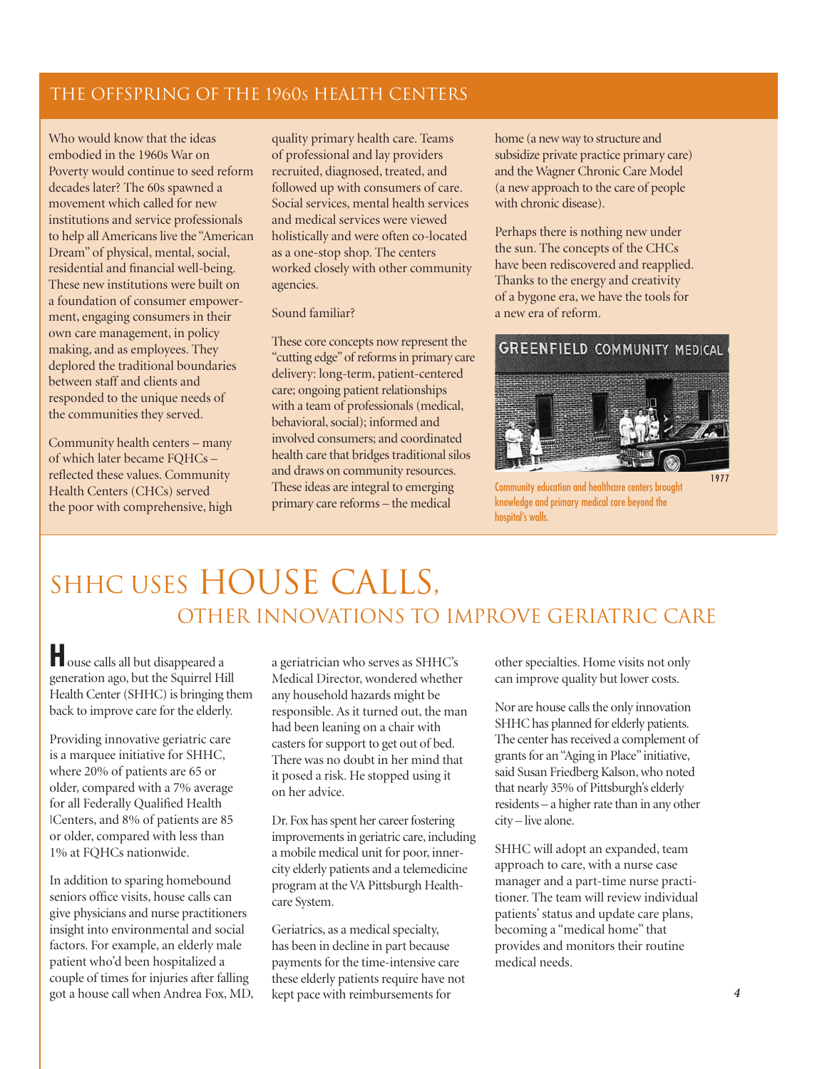## THE OFFSPRING OF THE 1960s HEALTH CENTERS

Who would know that the ideas embodied in the 1960s War on Poverty would continue to seed reform decades later? The 60s spawned a movement which called for new institutions and service professionals to help all Americans live the "American Dream" of physical, mental, social, residential and financial well-being. These new institutions were built on a foundation of consumer empowerment, engaging consumers in their own care management, in policy making, and as employees. They deplored the traditional boundaries between staff and clients and responded to the unique needs of the communities they served.

Community health centers – many of which later became FQHCs – reflected these values. Community Health Centers (CHCs) served the poor with comprehensive, high quality primary health care. Teams of professional and lay providers recruited, diagnosed, treated, and followed up with consumers of care. Social services, mental health services and medical services were viewed holistically and were often co-located as a one-stop shop. The centers worked closely with other community agencies.

Sound familiar?

These core concepts now represent the "cutting edge" of reforms in primary care delivery: long-term, patient-centered care; ongoing patient relationships with a team of professionals (medical, behavioral, social); informed and involved consumers; and coordinated health care that bridges traditional silos and draws on community resources. These ideas are integral to emerging primary care reforms – the medical home (a new way to structure and subsidize private practice primary care) and the Wagner Chronic Care Model (a new approach to the care of people with chronic disease).

Perhaps there is nothing new under the sun. The concepts of the CHCs have been rediscovered and reapplied. Thanks to the energy and creativity of a bygone era, we have the tools for a new era of reform.

1977

Community education and healthcare centers brought knowledge and primary medical care beyond the hospital's walls.

# SHHC USES HOUSE CALLS, OTHER INNOVATIONS TO IMPROVE GERIATRIC CARE

House calls all but disappeared a generation ago, but the Squirrel Hill Health Center (SHHC) is bringing them back to improve care for the elderly.

Providing innovative geriatric care is a marquee initiative for SHHC, where 20% of patients are 65 or older, compared with a 7% average for all Federally Qualified Health Centers, and 8% of patients are 85 or older, compared with less than 1% at FQHCs nationwide.

In addition to sparing homebound seniors office visits, house calls can give physicians and nurse practitioners insight into environmental and social factors. For example, an elderly male patient who'd been hospitalized a couple of times for injuries after falling got a house call when Andrea Fox, MD, a geriatrician who serves as SHHC's Medical Director, wondered whether any household hazards might be responsible. As it turned out, the man had been leaning on a chair with casters for support to get out of bed. There was no doubt in her mind that it posed a risk. He stopped using it on her advice.

Dr. Fox has spent her career fostering improvements in geriatric care, including a mobile medical unit for poor, inner-city elderly patients and a telemedicine program at the VA Pittsburgh Healthcare System.

Geriatrics, as a medical specialty, has been in decline in part because payments for the time-intensive care these elderly patients require have not kept pace with reimbursements for other specialties. Home visits not only can improve quality but lower costs.

Nor are house calls the only innovation SHHC has planned for elderly patients. The center has received a complement of grants for an "Aging in Place" initiative, said Susan Friedberg Kalson, who noted that nearly 35% of Pittsburgh's elderly residents – a higher rate than in any other city – live alone.

SHHC will adopt an expanded, team approach to care, with a nurse case manager and a part-time nurse practitioner. The team will review individual patients' status and update care plans, becoming a "medical home" that provides and monitors their routine medical needs.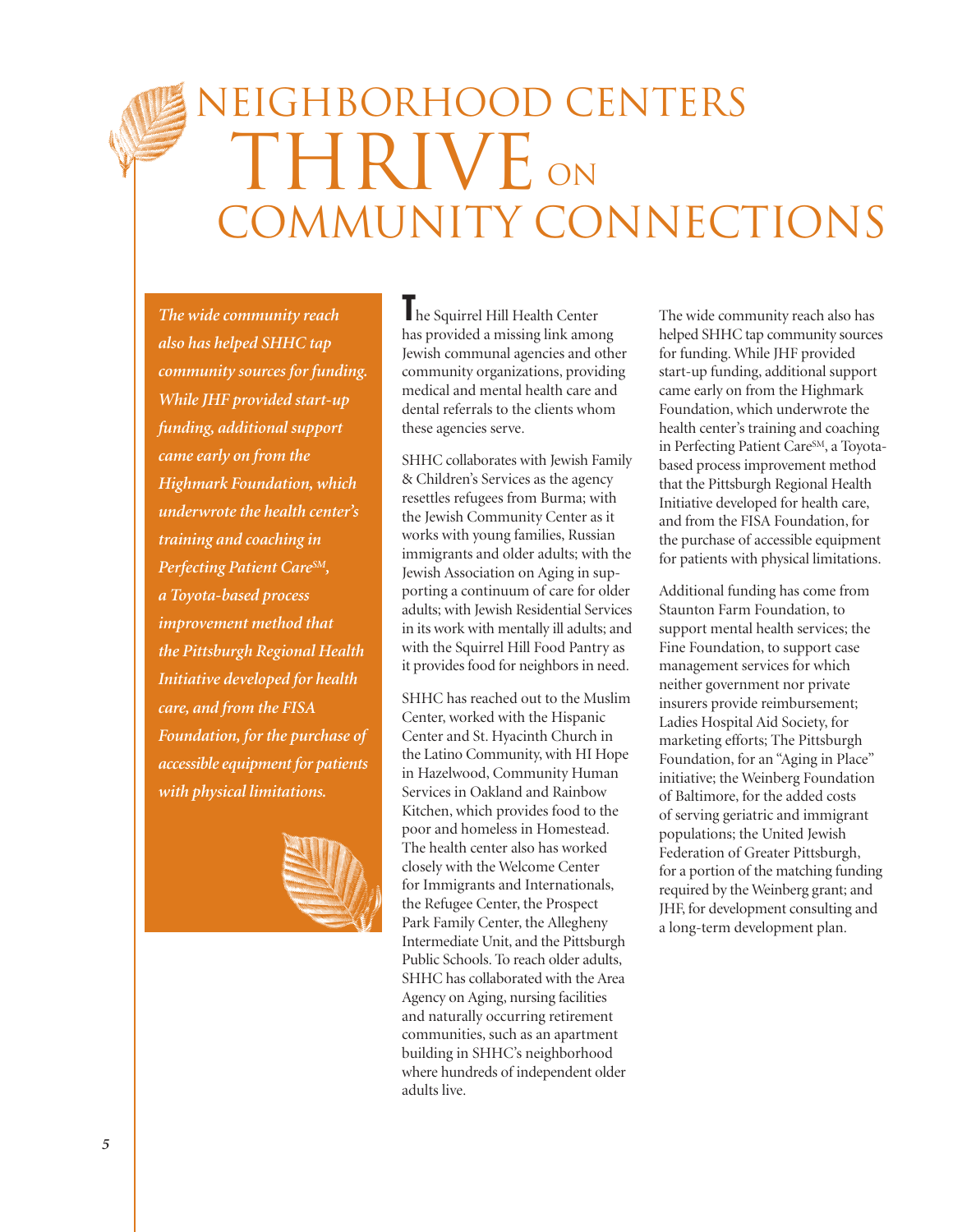# NEIGHBORHOOD CENTERS THRIVE ON COMMUNITY CONNECTIONS

*The wide community reach also has helped SHHC tap community sources for funding. While JHF provided start-up funding, additional support came early on from the Highmark Foundation, which underwrote the health center's training and coaching in Perfecting Patient Care℠, a Toyota-based process improvement method that the Pittsburgh Regional Health Initiative developed for health care, and from the FISA Foundation, for the purchase of accessible equipment for patients with physical limitations.*

The Squirrel Hill Health Center has provided a missing link among Jewish communal agencies and other community organizations, providing medical and mental health care and dental referrals to the clients whom these agencies serve.

SHHC collaborates with Jewish Family & Children's Services as the agency resettles refugees from Burma; with the Jewish Community Center as it works with young families, Russian immigrants and older adults; with the Jewish Association on Aging in supporting a continuum of care for older adults; with Jewish Residential Services in its work with mentally ill adults; and with the Squirrel Hill Food Pantry as it provides food for neighbors in need.

SHHC has reached out to the Muslim Center, worked with the Hispanic Center and St. Hyacinth Church in the Latino Community, with HI Hope in Hazelwood, Community Human Services in Oakland and Rainbow Kitchen, which provides food to the poor and homeless in Homestead. The health center also has worked closely with the Welcome Center for Immigrants and Internationals, the Refugee Center, the Prospect Park Family Center, the Allegheny Intermediate Unit, and the Pittsburgh Public Schools. To reach older adults, SHHC has collaborated with the Area Agency on Aging, nursing facilities and naturally occurring retirement communities, such as an apartment building in SHHC's neighborhood where hundreds of independent older adults live.

The wide community reach also has helped SHHC tap community sources for funding. While JHF provided start-up funding, additional support came early on from the Highmark Foundation, which underwrote the health center's training and coaching in Perfecting Patient Care℠, a Toyota-based process improvement method that the Pittsburgh Regional Health Initiative developed for health care, and from the FISA Foundation, for the purchase of accessible equipment for patients with physical limitations.

Additional funding has come from Staunton Farm Foundation, to support mental health services; the Fine Foundation, to support case management services for which neither government nor private insurers provide reimbursement; Ladies Hospital Aid Society, for marketing efforts; The Pittsburgh Foundation, for an "Aging in Place" initiative; the Weinberg Foundation of Baltimore, for the added costs of serving geriatric and immigrant populations; the United Jewish Federation of Greater Pittsburgh, for a portion of the matching funding required by the Weinberg grant; and JHF, for development consulting and a long-term development plan.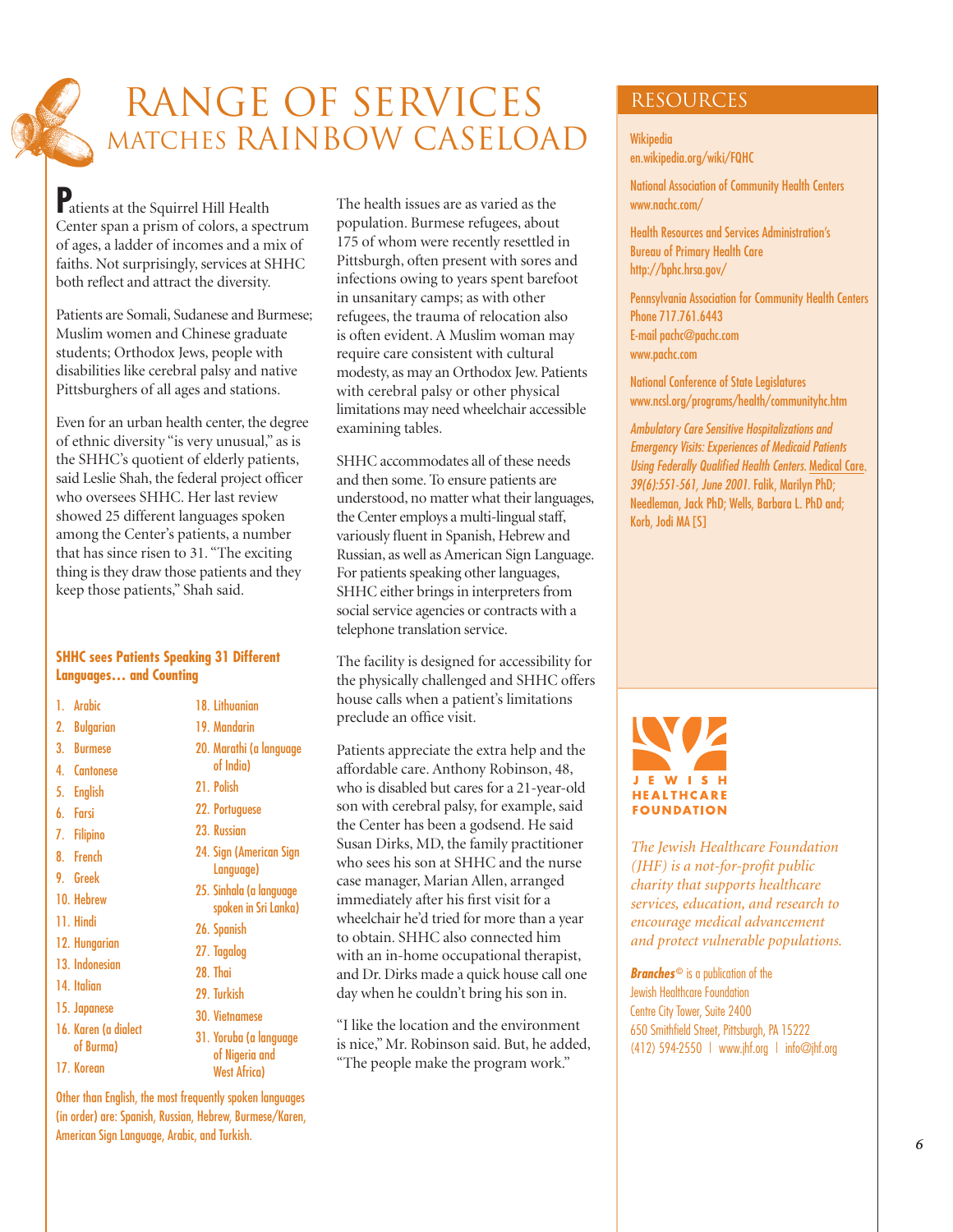# RANGE OF SERVICES MATCHES RAINBOW CASELOAD

Patients at the Squirrel Hill Health Center span a prism of colors, a spectrum of ages, a ladder of incomes and a mix of faiths. Not surprisingly, services at SHHC both reflect and attract the diversity.

Patients are Somali, Sudanese and Burmese; Muslim women and Chinese graduate students; Orthodox Jews, people with disabilities like cerebral palsy and native Pittsburghers of all ages and stations.

Even for an urban health center, the degree of ethnic diversity "is very unusual," as is the SHHC's quotient of elderly patients, said Leslie Shah, the federal project officer who oversees SHHC. Her last review showed 25 different languages spoken among the Center's patients, a number that has since risen to 31. "The exciting thing is they draw those patients and they keep those patients," Shah said.

**SHHC sees Patients Speaking 31 Different Languages… and Counting**

1. Arabic
2. Bulgarian
3. Burmese
4. Cantonese
5. English
6. Farsi
7. Filipino
8. French
9. Greek
10. Hebrew
11. Hindi
12. Hungarian
13. Indonesian
14. Italian
15. Japanese
16. Karen (a dialect of Burma)
17. Korean
18. Lithuanian
19. Mandarin
20. Marathi (a language of India)
21. Polish
22. Portuguese
23. Russian
24. Sign (American Sign Language)
25. Sinhala (a language spoken in Sri Lanka)
26. Spanish
27. Tagalog
28. Thai
29. Turkish
30. Vietnamese
31. Yoruba (a language of Nigeria and West Africa)

Other than English, the most frequently spoken languages (in order) are: Spanish, Russian, Hebrew, Burmese/Karen, American Sign Language, Arabic, and Turkish.

The health issues are as varied as the population. Burmese refugees, about 175 of whom were recently resettled in Pittsburgh, often present with sores and infections owing to years spent barefoot in unsanitary camps; as with other refugees, the trauma of relocation also is often evident. A Muslim woman may require care consistent with cultural modesty, as may an Orthodox Jew. Patients with cerebral palsy or other physical limitations may need wheelchair accessible examining tables.

SHHC accommodates all of these needs and then some. To ensure patients are understood, no matter what their languages, the Center employs a multi-lingual staff, variously fluent in Spanish, Hebrew and Russian, as well as American Sign Language. For patients speaking other languages, SHHC either brings in interpreters from social service agencies or contracts with a telephone translation service.

The facility is designed for accessibility for the physically challenged and SHHC offers house calls when a patient's limitations preclude an office visit.

Patients appreciate the extra help and the affordable care. Anthony Robinson, 48, who is disabled but cares for a 21-year-old son with cerebral palsy, for example, said the Center has been a godsend. He said Susan Dirks, MD, the family practitioner who sees his son at SHHC and the nurse case manager, Marian Allen, arranged immediately after his first visit for a wheelchair he'd tried for more than a year to obtain. SHHC also connected him with an in-home occupational therapist, and Dr. Dirks made a quick house call one day when he couldn't bring his son in.

"I like the location and the environment is nice," Mr. Robinson said. But, he added, "The people make the program work."

## RESOURCES

Wikipedia
en.wikipedia.org/wiki/FQHC

National Association of Community Health Centers
www.nachc.com/

Health Resources and Services Administration's Bureau of Primary Health Care
http://bphc.hrsa.gov/

Pennsylvania Association for Community Health Centers
Phone 717.761.6443
E-mail pachc@pachc.com
www.pachc.com

National Conference of State Legislatures
www.ncsl.org/programs/health/communityhc.htm

*Ambulatory Care Sensitive Hospitalizations and Emergency Visits: Experiences of Medicaid Patients Using Federally Qualified Health Centers.* Medical Care. *39(6):551-561, June 2001.* Falik, Marilyn PhD; Needleman, Jack PhD; Wells, Barbara L. PhD and; Korb, Jodi MA [S]

JEWISH HEALTHCARE FOUNDATION

*The Jewish Healthcare Foundation (JHF) is a not-for-profit public charity that supports healthcare services, education, and research to encourage medical advancement and protect vulnerable populations.*

***Branches***© is a publication of the Jewish Healthcare Foundation
Centre City Tower, Suite 2400
650 Smithfield Street, Pittsburgh, PA 15222
(412) 594-2550 | www.jhf.org | info@jhf.org